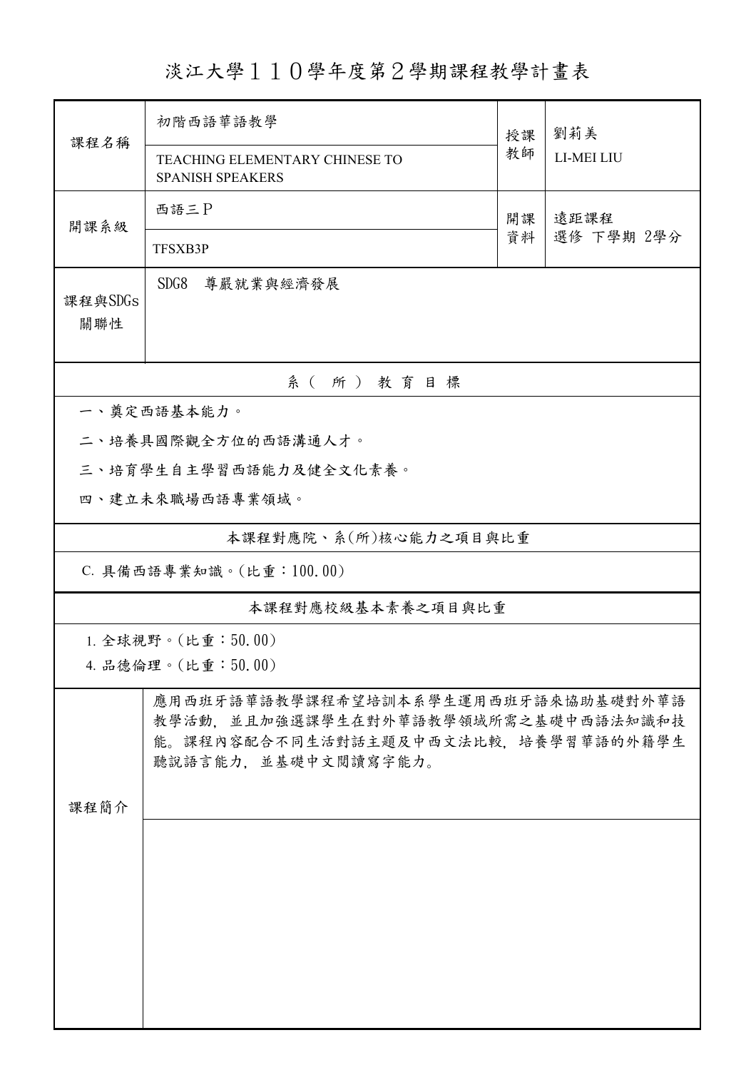# 淡江大學１１０學年度第２學期課程教學計畫表

| 課程名稱 | 初階西語華語教學 | 授課教師 | 劉莉美 |
|---|---|---|---|
| | TEACHING ELEMENTARY CHINESE TO SPANISH SPEAKERS | | LI-MEI LIU |
| 開課系級 | 西語三Ｐ | 開課資料 | 遠距課程<br>選修 下學期 2學分 |
| | TFSXB3P | | |
| 課程與SDGs關聯性 | SDG8　尊嚴就業與經濟發展 | | |

## 系（所）教育目標

一、奠定西語基本能力。

二、培養具國際觀全方位的西語溝通人才。

三、培育學生自主學習西語能力及健全文化素養。

四、建立未來職場西語專業領域。

## 本課程對應院、系(所)核心能力之項目與比重

C. 具備西語專業知識。(比重：100.00)

## 本課程對應校級基本素養之項目與比重

1. 全球視野。(比重：50.00)
4. 品德倫理。(比重：50.00)

| 課程簡介 | 應用西班牙語華語教學課程希望培訓本系學生運用西班牙語來協助基礎對外華語教學活動，並且加強選課學生在對外華語教學領域所需之基礎中西語法知識和技能。課程內容配合不同生活對話主題及中西文法比較，培養學習華語的外籍學生聽說語言能力，並基礎中文閱讀寫字能力。 |
|---|---|
| | |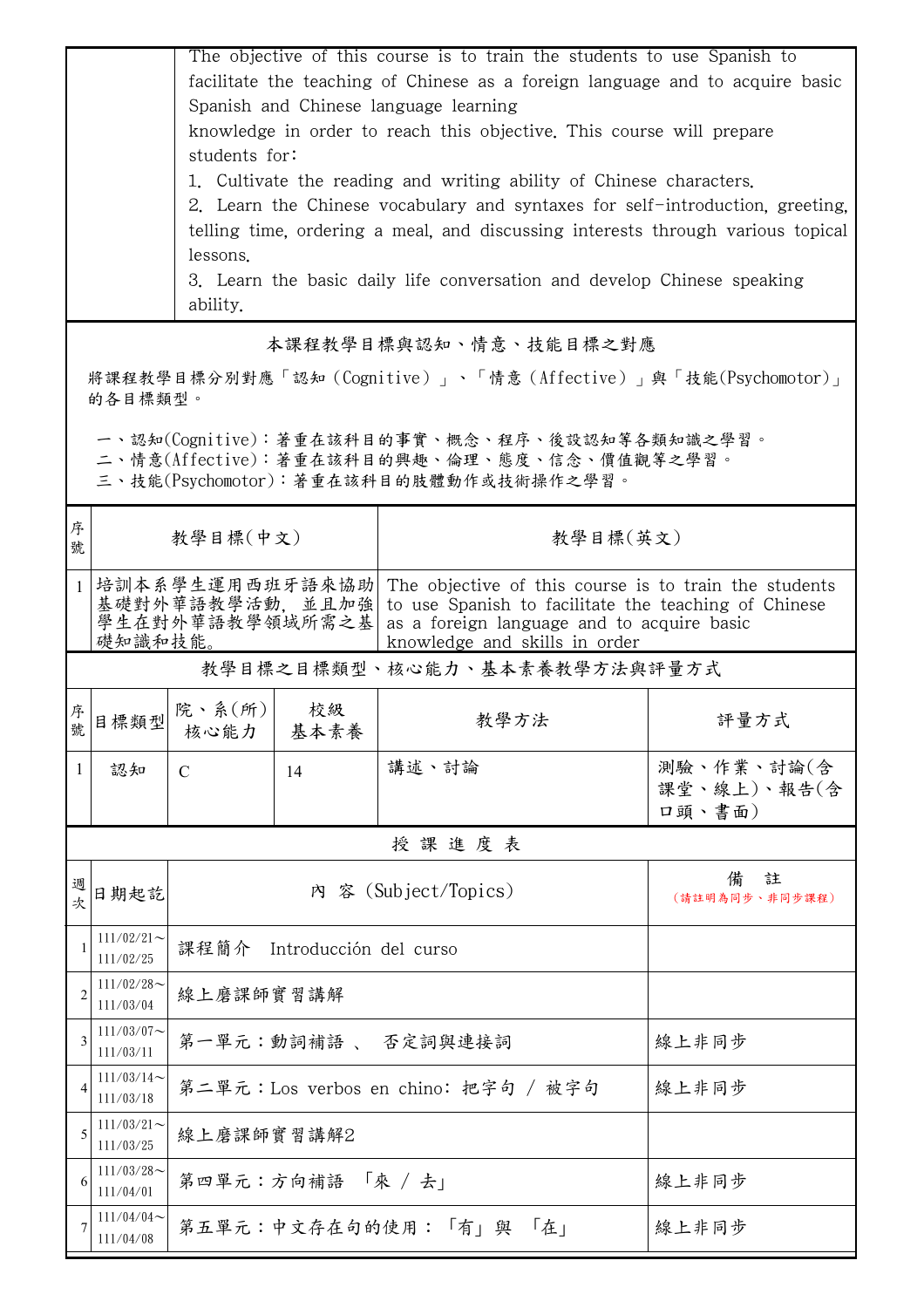| | The objective of this course is to train the students to use Spanish to facilitate the teaching of Chinese as a foreign language and to acquire basic Spanish and Chinese language learning knowledge in order to reach this objective. This course will prepare students for:<br>1. Cultivate the reading and writing ability of Chinese characters.<br>2. Learn the Chinese vocabulary and syntaxes for self-introduction, greeting, telling time, ordering a meal, and discussing interests through various topical lessons.<br>3. Learn the basic daily life conversation and develop Chinese speaking ability. |
|---|---|

## 本課程教學目標與認知、情意、技能目標之對應

將課程教學目標分別對應「認知（Cognitive）」、「情意（Affective）」與「技能(Psychomotor)」的各目標類型。

一、認知(Cognitive)：著重在該科目的事實、概念、程序、後設認知等各類知識之學習。
二、情意(Affective)：著重在該科目的興趣、倫理、態度、信念、價值觀等之學習。
三、技能(Psychomotor)：著重在該科目的肢體動作或技術操作之學習。

| 序號 | 教學目標(中文) | 教學目標(英文) |
|---|---|---|
| 1 | 培訓本系學生運用西班牙語來協助基礎對外華語教學活動，並且加強學生在對外華語教學領域所需之基礎知識和技能。 | The objective of this course is to train the students to use Spanish to facilitate the teaching of Chinese as a foreign language and to acquire basic knowledge and skills in order |

## 教學目標之目標類型、核心能力、基本素養教學方法與評量方式

| 序號 | 目標類型 | 院、系(所)核心能力 | 校級基本素養 | 教學方法 | 評量方式 |
|---|---|---|---|---|---|
| 1 | 認知 | C | 14 | 講述、討論 | 測驗、作業、討論(含課堂、線上)、報告(含口頭、書面) |

## 授 課 進 度 表

| 週次 | 日期起訖 | 內 容 (Subject/Topics) | 備 註（請註明為同步、非同步課程） |
|---|---|---|---|
| 1 | 111/02/21～111/02/25 | 課程簡介 Introducción del curso | |
| 2 | 111/02/28～111/03/04 | 線上磨課師實習講解 | |
| 3 | 111/03/07～111/03/11 | 第一單元：動詞補語 、 否定詞與連接詞 | 線上非同步 |
| 4 | 111/03/14～111/03/18 | 第二單元：Los verbos en chino: 把字句 / 被字句 | 線上非同步 |
| 5 | 111/03/21～111/03/25 | 線上磨課師實習講解2 | |
| 6 | 111/03/28～111/04/01 | 第四單元：方向補語 「來 / 去」 | 線上非同步 |
| 7 | 111/04/04～111/04/08 | 第五單元：中文存在句的使用：「有」與 「在」 | 線上非同步 |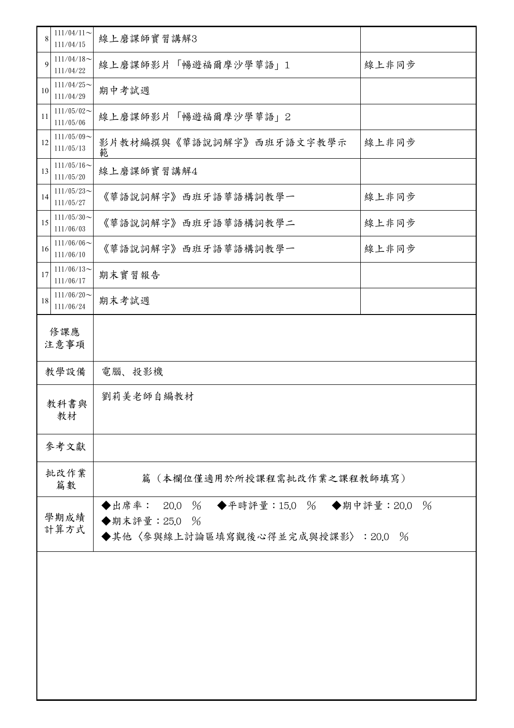| 8 | 111/04/11～<br>111/04/15 | 線上磨課師實習講解3 | |
|---|---|---|---|
| 9 | 111/04/18～<br>111/04/22 | 線上磨課師影片「暢遊福爾摩沙學華語」1 | 線上非同步 |
| 10 | 111/04/25～<br>111/04/29 | 期中考試週 | |
| 11 | 111/05/02～<br>111/05/06 | 線上磨課師影片「暢遊福爾摩沙學華語」2 | |
| 12 | 111/05/09～<br>111/05/13 | 影片教材編撰與《華語說詞解字》西班牙語文字教學示範 | 線上非同步 |
| 13 | 111/05/16～<br>111/05/20 | 線上磨課師實習講解4 | |
| 14 | 111/05/23～<br>111/05/27 | 《華語說詞解字》西班牙語華語構詞教學一 | 線上非同步 |
| 15 | 111/05/30～<br>111/06/03 | 《華語說詞解字》西班牙語華語構詞教學二 | 線上非同步 |
| 16 | 111/06/06～<br>111/06/10 | 《華語說詞解字》西班牙語華語構詞教學一 | 線上非同步 |
| 17 | 111/06/13～<br>111/06/17 | 期末實習報告 | |
| 18 | 111/06/20～<br>111/06/24 | 期末考試週 | |

| 修課應注意事項 | |
|---|---|
| 教學設備 | 電腦、投影機 |
| 教科書與教材 | 劉莉美老師自編教材 |
| 參考文獻 | |
| 批改作業篇數 | 篇（本欄位僅適用於所授課程需批改作業之課程教師填寫） |
| 學期成績計算方式 | ◆出席率： 20.0 ％ ◆平時評量：15.0 ％ ◆期中評量：20.0 ％<br>◆期末評量：25.0 ％<br>◆其他〈參與線上討論區填寫觀後心得並完成與授課影〉：20.0 ％ |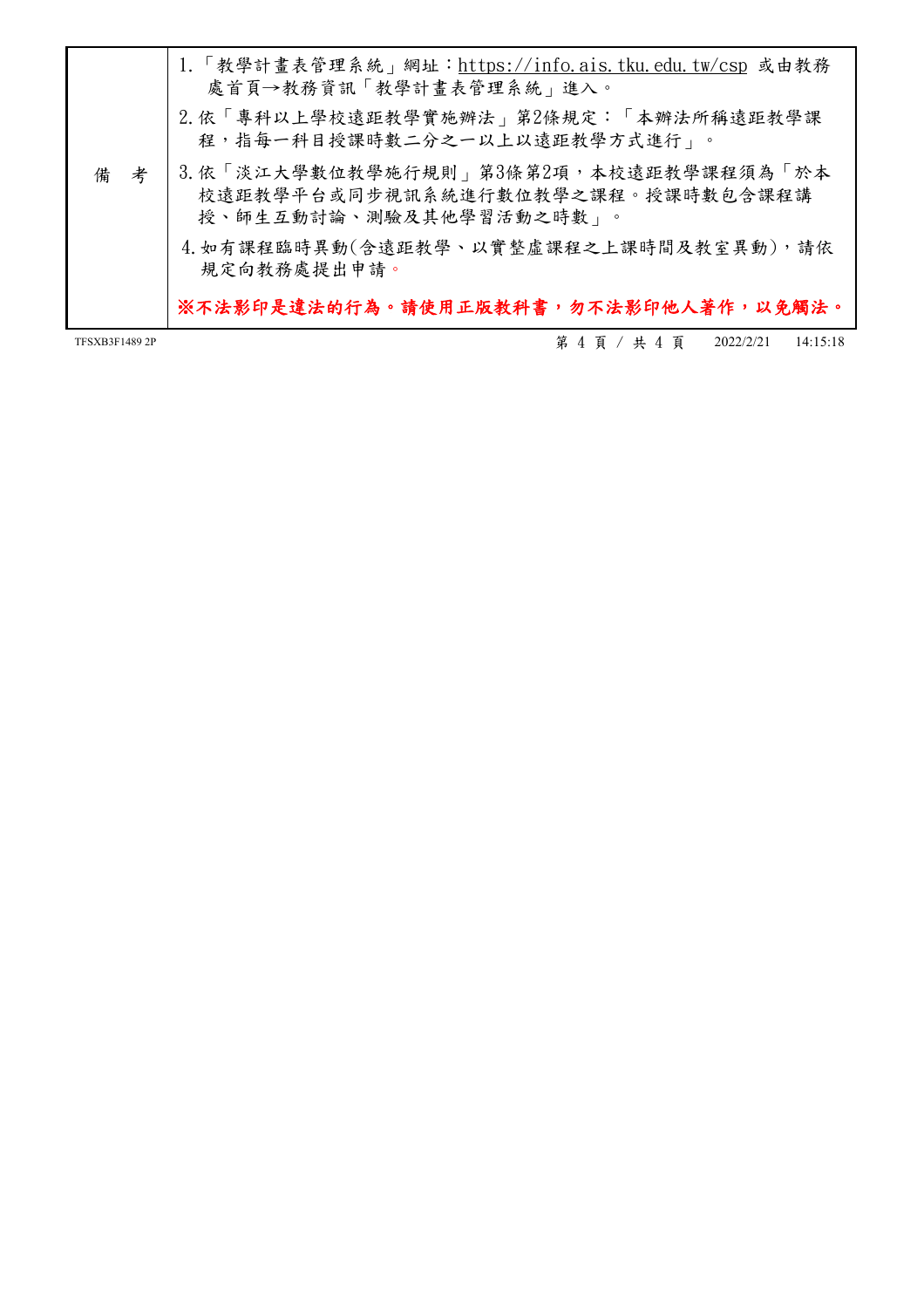| | |
|---|---|
| 備　考 | 1.「教學計畫表管理系統」網址：https://info.ais.tku.edu.tw/csp 或由教務處首頁→教務資訊「教學計畫表管理系統」進入。<br>2.依「專科以上學校遠距教學實施辦法」第2條規定：「本辦法所稱遠距教學課程，指每一科目授課時數二分之一以上以遠距教學方式進行」。<br>3.依「淡江大學數位教學施行規則」第3條第2項，本校遠距教學課程須為「於本校遠距教學平台或同步視訊系統進行數位教學之課程。授課時數包含課程講授、師生互動討論、測驗及其他學習活動之時數」。<br>4.如有課程臨時異動(含遠距教學、以實整虛課程之上課時間及教室異動)，請依規定向教務處提出申請。<br>**※不法影印是違法的行為。請使用正版教科書，勿不法影印他人著作，以免觸法。** |

TFSXB3F1489 2P　　2022/2/21　14:15:18